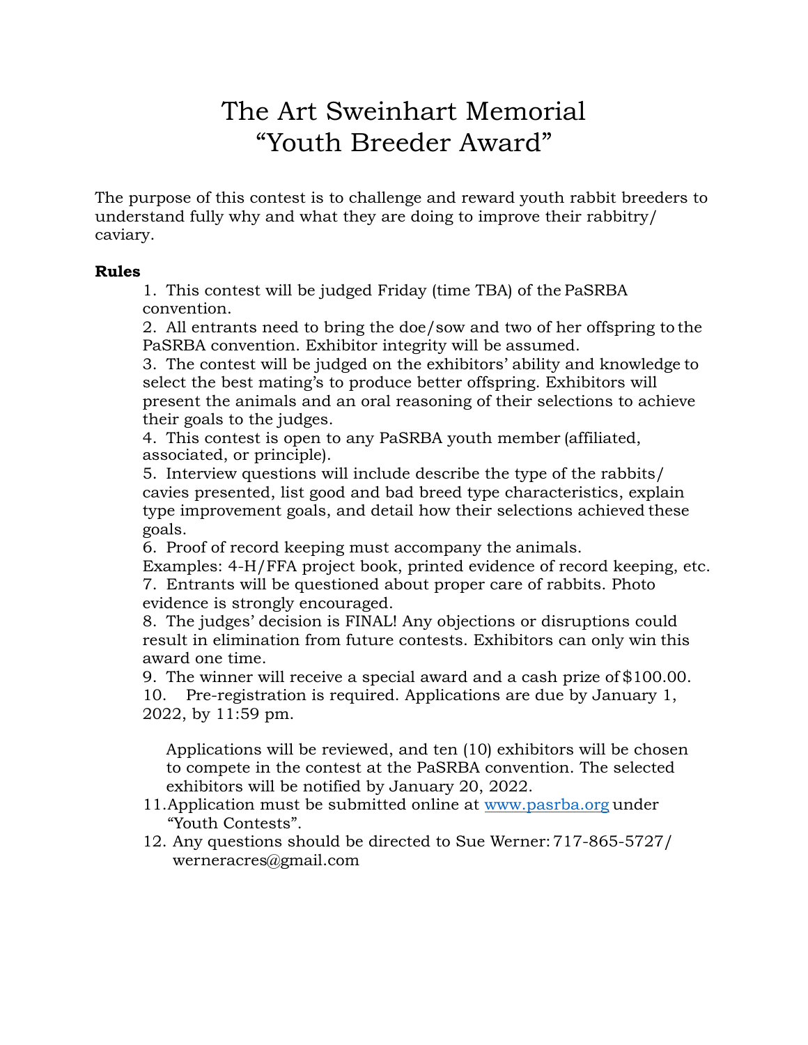# The Art Sweinhart Memorial
# "Youth Breeder Award"

The purpose of this contest is to challenge and reward youth rabbit breeders to understand fully why and what they are doing to improve their rabbitry/ caviary.

**Rules**

1. This contest will be judged Friday (time TBA) of the PaSRBA convention.
2. All entrants need to bring the doe/sow and two of her offspring to the PaSRBA convention. Exhibitor integrity will be assumed.
3. The contest will be judged on the exhibitors' ability and knowledge to select the best mating's to produce better offspring. Exhibitors will present the animals and an oral reasoning of their selections to achieve their goals to the judges.
4. This contest is open to any PaSRBA youth member (affiliated, associated, or principle).
5. Interview questions will include describe the type of the rabbits/ cavies presented, list good and bad breed type characteristics, explain type improvement goals, and detail how their selections achieved these goals.
6. Proof of record keeping must accompany the animals. Examples: 4-H/FFA project book, printed evidence of record keeping, etc.
7. Entrants will be questioned about proper care of rabbits. Photo evidence is strongly encouraged.
8. The judges' decision is FINAL! Any objections or disruptions could result in elimination from future contests. Exhibitors can only win this award one time.
9. The winner will receive a special award and a cash prize of $100.00.
10. Pre-registration is required. Applications are due by January 1, 2022, by 11:59 pm.

    Applications will be reviewed, and ten (10) exhibitors will be chosen to compete in the contest at the PaSRBA convention. The selected exhibitors will be notified by January 20, 2022.
11. Application must be submitted online at [www.pasrba.org](http://www.pasrba.org) under "Youth Contests".
12. Any questions should be directed to Sue Werner: 717-865-5727/ werneracres@gmail.com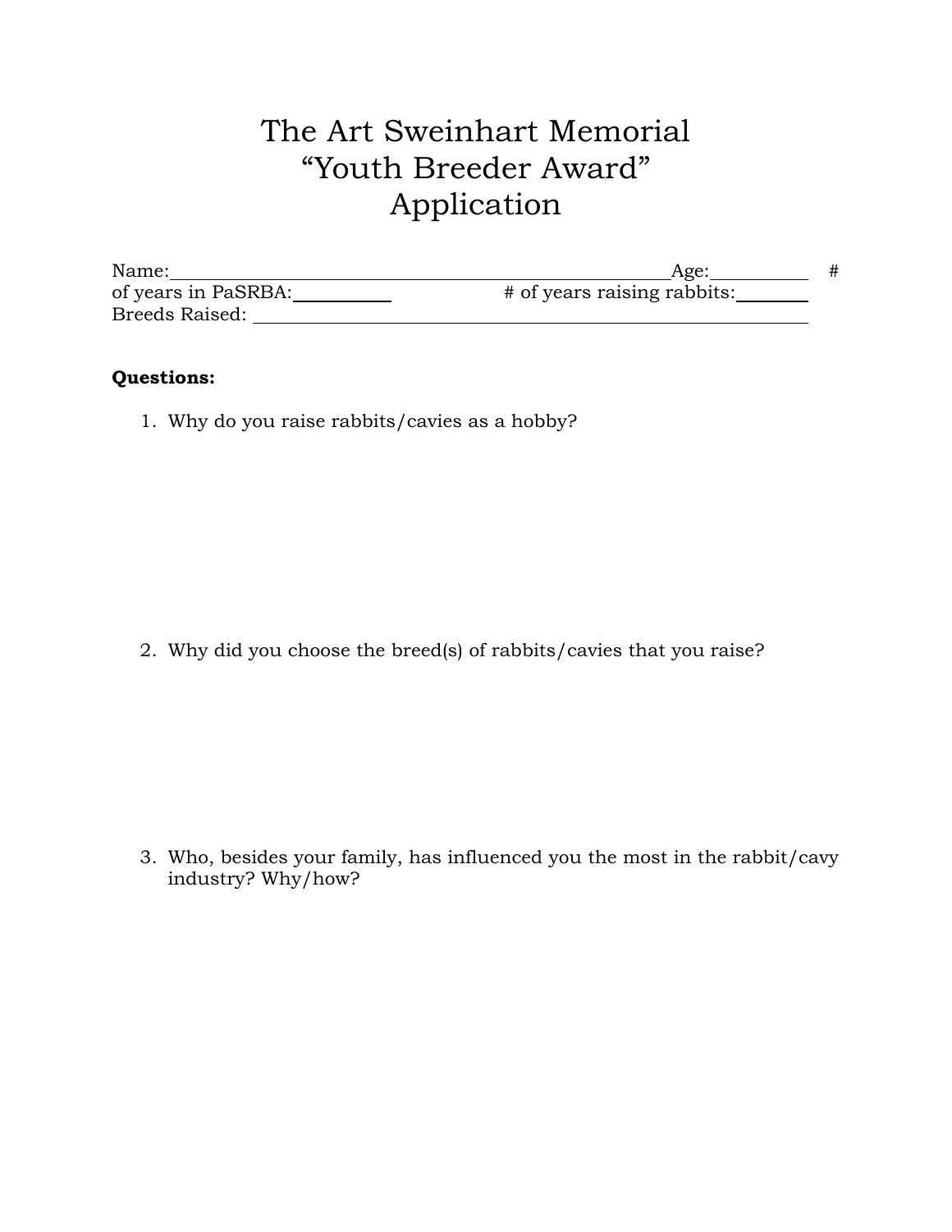# The Art Sweinhart Memorial
# "Youth Breeder Award"
# Application

Name:____________________________________________Age:__________ # of years in PaSRBA:__________ # of years raising rabbits:_______
Breeds Raised: ___________________________________________________

**Questions:**

1. Why do you raise rabbits/cavies as a hobby?

2. Why did you choose the breed(s) of rabbits/cavies that you raise?

3. Who, besides your family, has influenced you the most in the rabbit/cavy industry? Why/how?